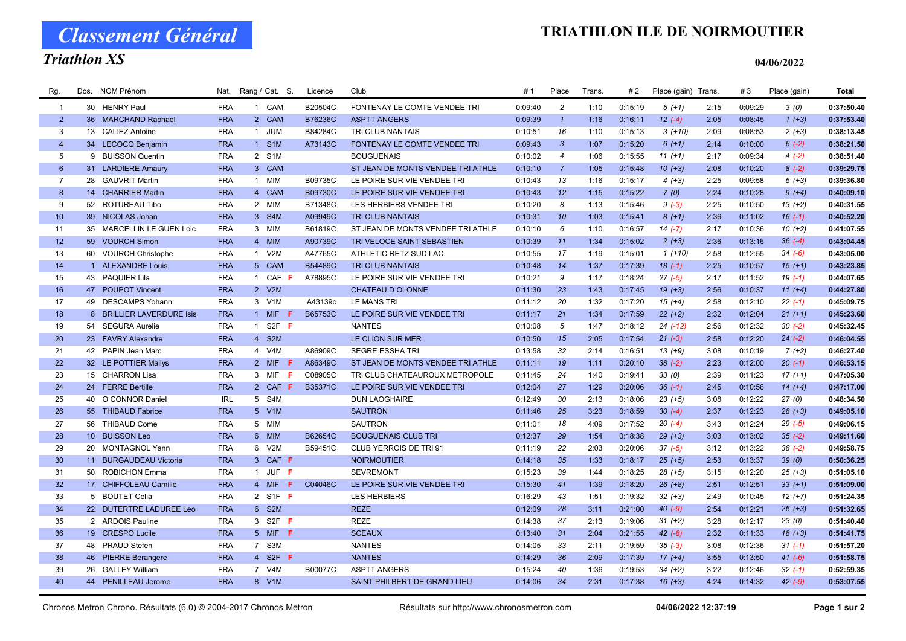# Classement Général

## Triathlon XS

# TRIATHLON ILE DE NOIRMOUTIER

04/06/2022

| Rg. | Dos. | NOM Prénom | Nat. | Rang / Cat. | S. | Licence | Club | # 1 | Place | Trans. | # 2 | Place (gain) | Trans. | # 3 | Place (gain) | Total |
|---|---|---|---|---|---|---|---|---|---|---|---|---|---|---|---|---|
| 1 | 30 | HENRY Paul | FRA | 1 CAM | | B20504C | FONTENAY LE COMTE VENDEE TRI | 0:09:40 | 2 | 1:10 | 0:15:19 | 5 (+1) | 2:15 | 0:09:29 | 3 (0) | 0:37:50.40 |
| 2 | 36 | MARCHAND Raphael | FRA | 2 CAM | | B76236C | ASPTT ANGERS | 0:09:39 | 1 | 1:16 | 0:16:11 | 12 (-4) | 2:05 | 0:08:45 | 1 (+3) | 0:37:53.40 |
| 3 | 13 | CALIEZ Antoine | FRA | 1 JUM | | B84284C | TRI CLUB NANTAIS | 0:10:51 | 16 | 1:10 | 0:15:13 | 3 (+10) | 2:09 | 0:08:53 | 2 (+3) | 0:38:13.45 |
| 4 | 34 | LECOCQ Benjamin | FRA | 1 S1M | | A73143C | FONTENAY LE COMTE VENDEE TRI | 0:09:43 | 3 | 1:07 | 0:15:20 | 6 (+1) | 2:14 | 0:10:00 | 6 (-2) | 0:38:21.50 |
| 5 | 9 | BUISSON Quentin | FRA | 2 S1M | | | BOUGUENAIS | 0:10:02 | 4 | 1:06 | 0:15:55 | 11 (+1) | 2:17 | 0:09:34 | 4 (-2) | 0:38:51.40 |
| 6 | 31 | LARDIERE Amaury | FRA | 3 CAM | | | ST JEAN DE MONTS VENDEE TRI ATHLE | 0:10:10 | 7 | 1:05 | 0:15:48 | 10 (+3) | 2:08 | 0:10:20 | 8 (-2) | 0:39:29.75 |
| 7 | 28 | GAUVRIT Martin | FRA | 1 MIM | | B09735C | LE POIRE SUR VIE VENDEE TRI | 0:10:43 | 13 | 1:16 | 0:15:17 | 4 (+3) | 2:25 | 0:09:58 | 5 (+3) | 0:39:36.80 |
| 8 | 14 | CHARRIER Martin | FRA | 4 CAM | | B09730C | LE POIRE SUR VIE VENDEE TRI | 0:10:43 | 12 | 1:15 | 0:15:22 | 7 (0) | 2:24 | 0:10:28 | 9 (+4) | 0:40:09.10 |
| 9 | 52 | ROTUREAU Tibo | FRA | 2 MIM | | B71348C | LES HERBIERS VENDEE TRI | 0:10:20 | 8 | 1:13 | 0:15:46 | 9 (-3) | 2:25 | 0:10:50 | 13 (+2) | 0:40:31.55 |
| 10 | 39 | NICOLAS Johan | FRA | 3 S4M | | A09949C | TRI CLUB NANTAIS | 0:10:31 | 10 | 1:03 | 0:15:41 | 8 (+1) | 2:36 | 0:11:02 | 16 (-1) | 0:40:52.20 |
| 11 | 35 | MARCELLIN LE GUEN Loic | FRA | 3 MIM | | B61819C | ST JEAN DE MONTS VENDEE TRI ATHLE | 0:10:10 | 6 | 1:10 | 0:16:57 | 14 (-7) | 2:17 | 0:10:36 | 10 (+2) | 0:41:07.55 |
| 12 | 59 | VOURCH Simon | FRA | 4 MIM | | A90739C | TRI VELOCE SAINT SEBASTIEN | 0:10:39 | 11 | 1:34 | 0:15:02 | 2 (+3) | 2:36 | 0:13:16 | 36 (-4) | 0:43:04.45 |
| 13 | 60 | VOURCH Christophe | FRA | 1 V2M | | A47765C | ATHLETIC RETZ SUD LAC | 0:10:55 | 17 | 1:19 | 0:15:01 | 1 (+10) | 2:58 | 0:12:55 | 34 (-6) | 0:43:05.00 |
| 14 | 1 | ALEXANDRE Louis | FRA | 5 CAM | | B54489C | TRI CLUB NANTAIS | 0:10:48 | 14 | 1:37 | 0:17:39 | 18 (-1) | 2:25 | 0:10:57 | 15 (+1) | 0:43:23.85 |
| 15 | 43 | PAQUIER Lila | FRA | 1 CAF | F | A78895C | LE POIRE SUR VIE VENDEE TRI | 0:10:21 | 9 | 1:17 | 0:18:24 | 27 (-5) | 2:17 | 0:11:52 | 19 (-1) | 0:44:07.65 |
| 16 | 47 | POUPOT Vincent | FRA | 2 V2M | | | CHATEAU D OLONNE | 0:11:30 | 23 | 1:43 | 0:17:45 | 19 (+3) | 2:56 | 0:10:37 | 11 (+4) | 0:44:27.80 |
| 17 | 49 | DESCAMPS Yohann | FRA | 3 V1M | | A43139c | LE MANS TRI | 0:11:12 | 20 | 1:32 | 0:17:20 | 15 (+4) | 2:58 | 0:12:10 | 22 (-1) | 0:45:09.75 |
| 18 | 8 | BRILLIER LAVERDURE Isis | FRA | 1 MIF | F | B65753C | LE POIRE SUR VIE VENDEE TRI | 0:11:17 | 21 | 1:34 | 0:17:59 | 22 (+2) | 2:32 | 0:12:04 | 21 (+1) | 0:45:23.60 |
| 19 | 54 | SEGURA Aurelie | FRA | 1 S2F | F | | NANTES | 0:10:08 | 5 | 1:47 | 0:18:12 | 24 (-12) | 2:56 | 0:12:32 | 30 (-2) | 0:45:32.45 |
| 20 | 23 | FAVRY Alexandre | FRA | 4 S2M | | | LE CLION SUR MER | 0:10:50 | 15 | 2:05 | 0:17:54 | 21 (-3) | 2:58 | 0:12:20 | 24 (-2) | 0:46:04.55 |
| 21 | 42 | PAPIN Jean Marc | FRA | 4 V4M | | A86909C | SEGRE ESSHA TRI | 0:13:58 | 32 | 2:14 | 0:16:51 | 13 (+9) | 3:08 | 0:10:19 | 7 (+2) | 0:46:27.40 |
| 22 | 32 | LE POTTIER Mailys | FRA | 2 MIF | F | A86349C | ST JEAN DE MONTS VENDEE TRI ATHLE | 0:11:11 | 19 | 1:11 | 0:20:10 | 38 (-2) | 2:23 | 0:12:00 | 20 (-1) | 0:46:53.15 |
| 23 | 15 | CHARRON Lisa | FRA | 3 MIF | F | C08905C | TRI CLUB CHATEAUROUX METROPOLE | 0:11:45 | 24 | 1:40 | 0:19:41 | 33 (0) | 2:39 | 0:11:23 | 17 (+1) | 0:47:05.30 |
| 24 | 24 | FERRE Bertille | FRA | 2 CAF | F | B35371C | LE POIRE SUR VIE VENDEE TRI | 0:12:04 | 27 | 1:29 | 0:20:06 | 36 (-1) | 2:45 | 0:10:56 | 14 (+4) | 0:47:17.00 |
| 25 | 40 | O CONNOR Daniel | IRL | 5 S4M | | | DUN LAOGHAIRE | 0:12:49 | 30 | 2:13 | 0:18:06 | 23 (+5) | 3:08 | 0:12:22 | 27 (0) | 0:48:34.50 |
| 26 | 55 | THIBAUD Fabrice | FRA | 5 V1M | | | SAUTRON | 0:11:46 | 25 | 3:23 | 0:18:59 | 30 (-4) | 2:37 | 0:12:23 | 28 (+3) | 0:49:05.10 |
| 27 | 56 | THIBAUD Come | FRA | 5 MIM | | | SAUTRON | 0:11:01 | 18 | 4:09 | 0:17:52 | 20 (-4) | 3:43 | 0:12:24 | 29 (-5) | 0:49:06.15 |
| 28 | 10 | BUISSON Leo | FRA | 6 MIM | | B62654C | BOUGUENAIS CLUB TRI | 0:12:37 | 29 | 1:54 | 0:18:38 | 29 (+3) | 3:03 | 0:13:02 | 35 (-2) | 0:49:11.60 |
| 29 | 20 | MONTAGNOL Yann | FRA | 6 V2M | | B59451C | CLUB YERROIS DE TRI 91 | 0:11:19 | 22 | 2:03 | 0:20:06 | 37 (-5) | 3:12 | 0:13:22 | 38 (-2) | 0:49:58.75 |
| 30 | 11 | BURGAUDEAU Victoria | FRA | 3 CAF | F | | NOIRMOUTIER | 0:14:18 | 35 | 1:33 | 0:18:17 | 25 (+5) | 2:53 | 0:13:37 | 39 (0) | 0:50:36.25 |
| 31 | 50 | ROBICHON Emma | FRA | 1 JUF | F | | SEVREMONT | 0:15:23 | 39 | 1:44 | 0:18:25 | 28 (+5) | 3:15 | 0:12:20 | 25 (+3) | 0:51:05.10 |
| 32 | 17 | CHIFFOLEAU Camille | FRA | 4 MIF | F | C04046C | LE POIRE SUR VIE VENDEE TRI | 0:15:30 | 41 | 1:39 | 0:18:20 | 26 (+8) | 2:51 | 0:12:51 | 33 (+1) | 0:51:09.00 |
| 33 | 5 | BOUTET Celia | FRA | 2 S1F | F | | LES HERBIERS | 0:16:29 | 43 | 1:51 | 0:19:32 | 32 (+3) | 2:49 | 0:10:45 | 12 (+7) | 0:51:24.35 |
| 34 | 22 | DUTERTRE LADUREE Leo | FRA | 6 S2M | | | REZE | 0:12:09 | 28 | 3:11 | 0:21:00 | 40 (-9) | 2:54 | 0:12:21 | 26 (+3) | 0:51:32.65 |
| 35 | 2 | ARDOIS Pauline | FRA | 3 S2F | F | | REZE | 0:14:38 | 37 | 2:13 | 0:19:06 | 31 (+2) | 3:28 | 0:12:17 | 23 (0) | 0:51:40.40 |
| 36 | 19 | CRESPO Lucile | FRA | 5 MIF | F | | SCEAUX | 0:13:40 | 31 | 2:04 | 0:21:55 | 42 (-8) | 2:32 | 0:11:33 | 18 (+3) | 0:51:41.75 |
| 37 | 48 | PRAUD Stefen | FRA | 7 S3M | | | NANTES | 0:14:05 | 33 | 2:11 | 0:19:59 | 35 (-3) | 3:08 | 0:12:36 | 31 (-1) | 0:51:57.20 |
| 38 | 46 | PIERRE Berangere | FRA | 4 S2F | F | | NANTES | 0:14:29 | 36 | 2:09 | 0:17:39 | 17 (+4) | 3:55 | 0:13:50 | 41 (-6) | 0:51:58.75 |
| 39 | 26 | GALLEY William | FRA | 7 V4M | | B00077C | ASPTT ANGERS | 0:15:24 | 40 | 1:36 | 0:19:53 | 34 (+2) | 3:22 | 0:12:46 | 32 (-1) | 0:52:59.35 |
| 40 | 44 | PENILLEAU Jerome | FRA | 8 V1M | | | SAINT PHILBERT DE GRAND LIEU | 0:14:06 | 34 | 2:31 | 0:17:38 | 16 (+3) | 4:24 | 0:14:32 | 42 (-9) | 0:53:07.55 |

Chronos Metron Chrono. Résultats (6.0) © 2004-2017 Chronos Metron — Résultats sur http://www.chronosmetron.com — 04/06/2022 12:37:19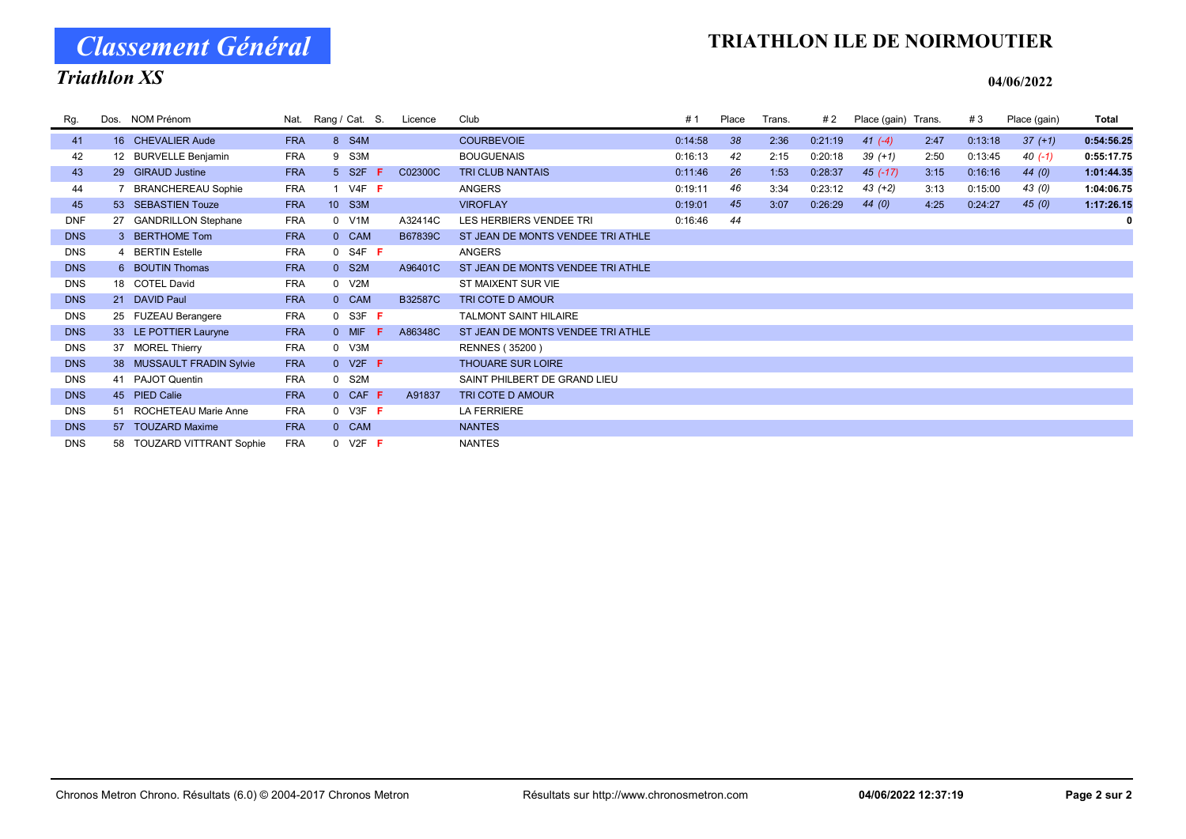# Classement Général

## Triathlon XS

## TRIATHLON ILE DE NOIRMOUTIER

**04/06/2022**

| Rg. | Dos. | NOM Prénom | Nat. | Rang / Cat. | S. | Licence | Club | # 1 | Place | Trans. | # 2 | Place (gain) | Trans. | # 3 | Place (gain) | Total |
|---|---|---|---|---|---|---|---|---|---|---|---|---|---|---|---|---|
| 41 | 16 | CHEVALIER Aude | FRA | 8 S4M | | | COURBEVOIE | 0:14:58 | 38 | 2:36 | 0:21:19 | 41 (-4) | 2:47 | 0:13:18 | 37 (+1) | 0:54:56.25 |
| 42 | 12 | BURVELLE Benjamin | FRA | 9 S3M | | | BOUGUENAIS | 0:16:13 | 42 | 2:15 | 0:20:18 | 39 (+1) | 2:50 | 0:13:45 | 40 (-1) | 0:55:17.75 |
| 43 | 29 | GIRAUD Justine | FRA | 5 S2F | F | C02300C | TRI CLUB NANTAIS | 0:11:46 | 26 | 1:53 | 0:28:37 | 45 (-17) | 3:15 | 0:16:16 | 44 (0) | 1:01:44.35 |
| 44 | 7 | BRANCHEREAU Sophie | FRA | 1 V4F | F | | ANGERS | 0:19:11 | 46 | 3:34 | 0:23:12 | 43 (+2) | 3:13 | 0:15:00 | 43 (0) | 1:04:06.75 |
| 45 | 53 | SEBASTIEN Touze | FRA | 10 S3M | | | VIROFLAY | 0:19:01 | 45 | 3:07 | 0:26:29 | 44 (0) | 4:25 | 0:24:27 | 45 (0) | 1:17:26.15 |
| DNF | 27 | GANDRILLON Stephane | FRA | 0 V1M | | A32414C | LES HERBIERS VENDEE TRI | 0:16:46 | 44 | | | | | | | 0 |
| DNS | 3 | BERTHOME Tom | FRA | 0 CAM | | B67839C | ST JEAN DE MONTS VENDEE TRI ATHLE | | | | | | | | | |
| DNS | 4 | BERTIN Estelle | FRA | 0 S4F | F | | ANGERS | | | | | | | | | |
| DNS | 6 | BOUTIN Thomas | FRA | 0 S2M | | A96401C | ST JEAN DE MONTS VENDEE TRI ATHLE | | | | | | | | | |
| DNS | 18 | COTEL David | FRA | 0 V2M | | | ST MAIXENT SUR VIE | | | | | | | | | |
| DNS | 21 | DAVID Paul | FRA | 0 CAM | | B32587C | TRI COTE D AMOUR | | | | | | | | | |
| DNS | 25 | FUZEAU Berangere | FRA | 0 S3F | F | | TALMONT SAINT HILAIRE | | | | | | | | | |
| DNS | 33 | LE POTTIER Lauryne | FRA | 0 MIF | F | A86348C | ST JEAN DE MONTS VENDEE TRI ATHLE | | | | | | | | | |
| DNS | 37 | MOREL Thierry | FRA | 0 V3M | | | RENNES ( 35200 ) | | | | | | | | | |
| DNS | 38 | MUSSAULT FRADIN Sylvie | FRA | 0 V2F | F | | THOUARE SUR LOIRE | | | | | | | | | |
| DNS | 41 | PAJOT Quentin | FRA | 0 S2M | | | SAINT PHILBERT DE GRAND LIEU | | | | | | | | | |
| DNS | 45 | PIED Calie | FRA | 0 CAF | F | A91837 | TRI COTE D AMOUR | | | | | | | | | |
| DNS | 51 | ROCHETEAU Marie Anne | FRA | 0 V3F | F | | LA FERRIERE | | | | | | | | | |
| DNS | 57 | TOUZARD Maxime | FRA | 0 CAM | | | NANTES | | | | | | | | | |
| DNS | 58 | TOUZARD VITTRANT Sophie | FRA | 0 V2F | F | | NANTES | | | | | | | | | |

Chronos Metron Chrono. Résultats (6.0) © 2004-2017 Chronos Metron — Résultats sur http://www.chronosmetron.com — 04/06/2022 12:37:19